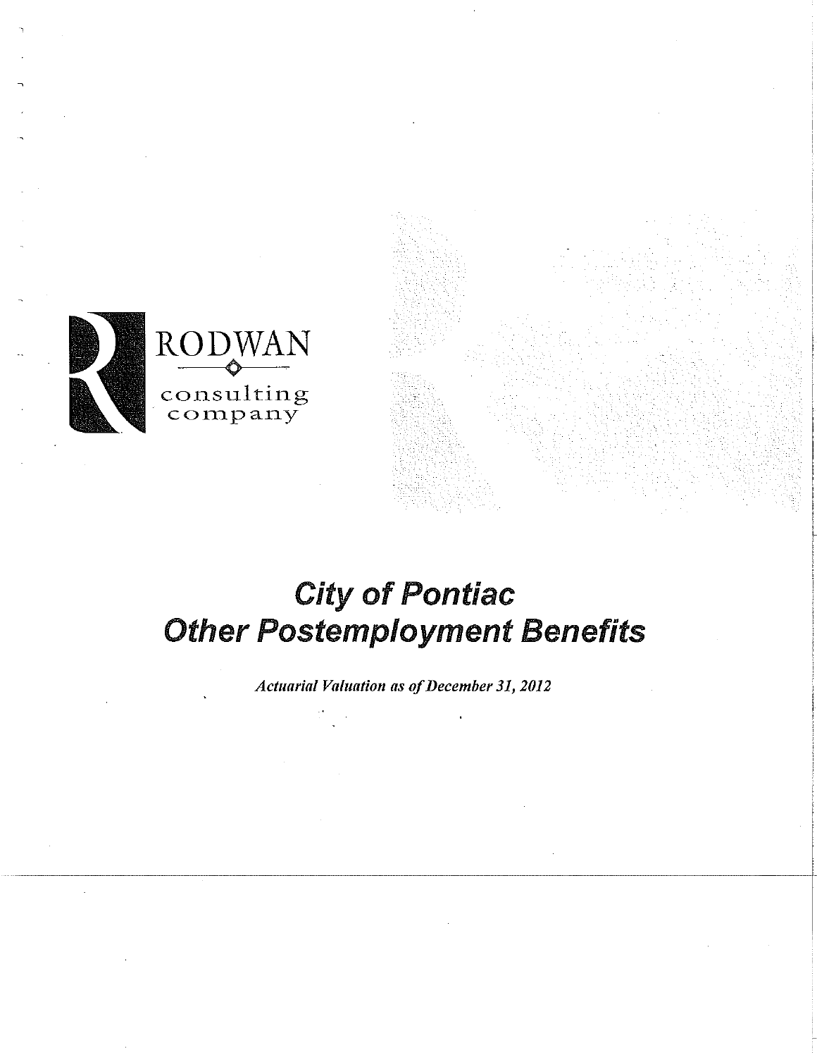RODWAN

consulting company

# City of Pontiac Other Postemployment Benefits

*Actuarial Valuation as of December 31, 2012*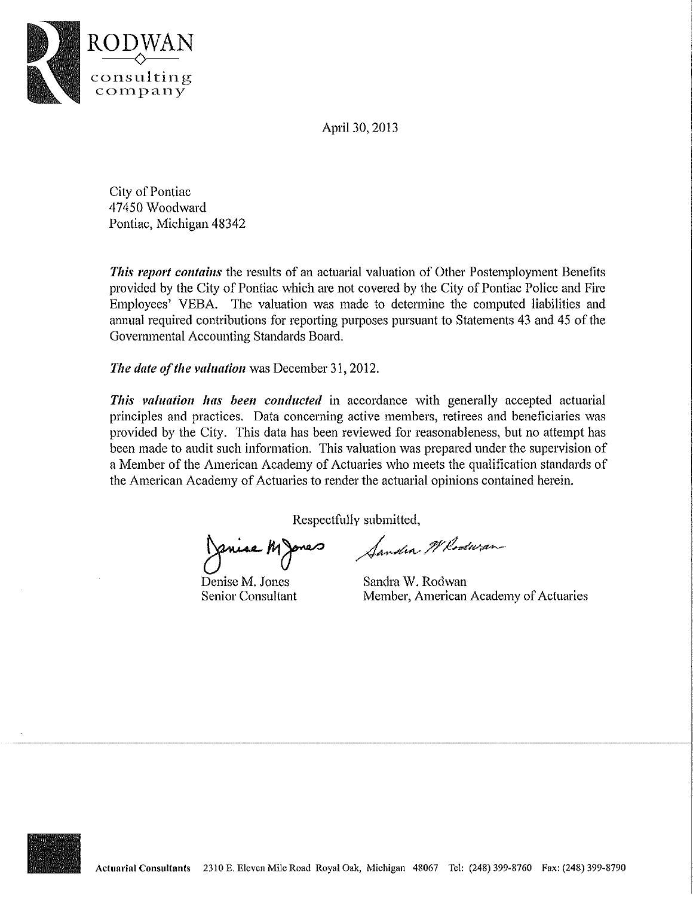RODWAN
consulting
company

April 30, 2013

City of Pontiac
47450 Woodward
Pontiac, Michigan 48342

***This report contains*** the results of an actuarial valuation of Other Postemployment Benefits provided by the City of Pontiac which are not covered by the City of Pontiac Police and Fire Employees' VEBA. The valuation was made to determine the computed liabilities and annual required contributions for reporting purposes pursuant to Statements 43 and 45 of the Governmental Accounting Standards Board.

***The date of the valuation*** was December 31, 2012.

***This valuation has been conducted*** in accordance with generally accepted actuarial principles and practices. Data concerning active members, retirees and beneficiaries was provided by the City. This data has been reviewed for reasonableness, but no attempt has been made to audit such information. This valuation was prepared under the supervision of a Member of the American Academy of Actuaries who meets the qualification standards of the American Academy of Actuaries to render the actuarial opinions contained herein.

Respectfully submitted,

Denise M. Jones
Senior Consultant

Sandra W. Rodwan
Member, American Academy of Actuaries

**Actuarial Consultants** 2310 E. Eleven Mile Road Royal Oak, Michigan 48067 Tel: (248) 399-8760 Fax: (248) 399-8790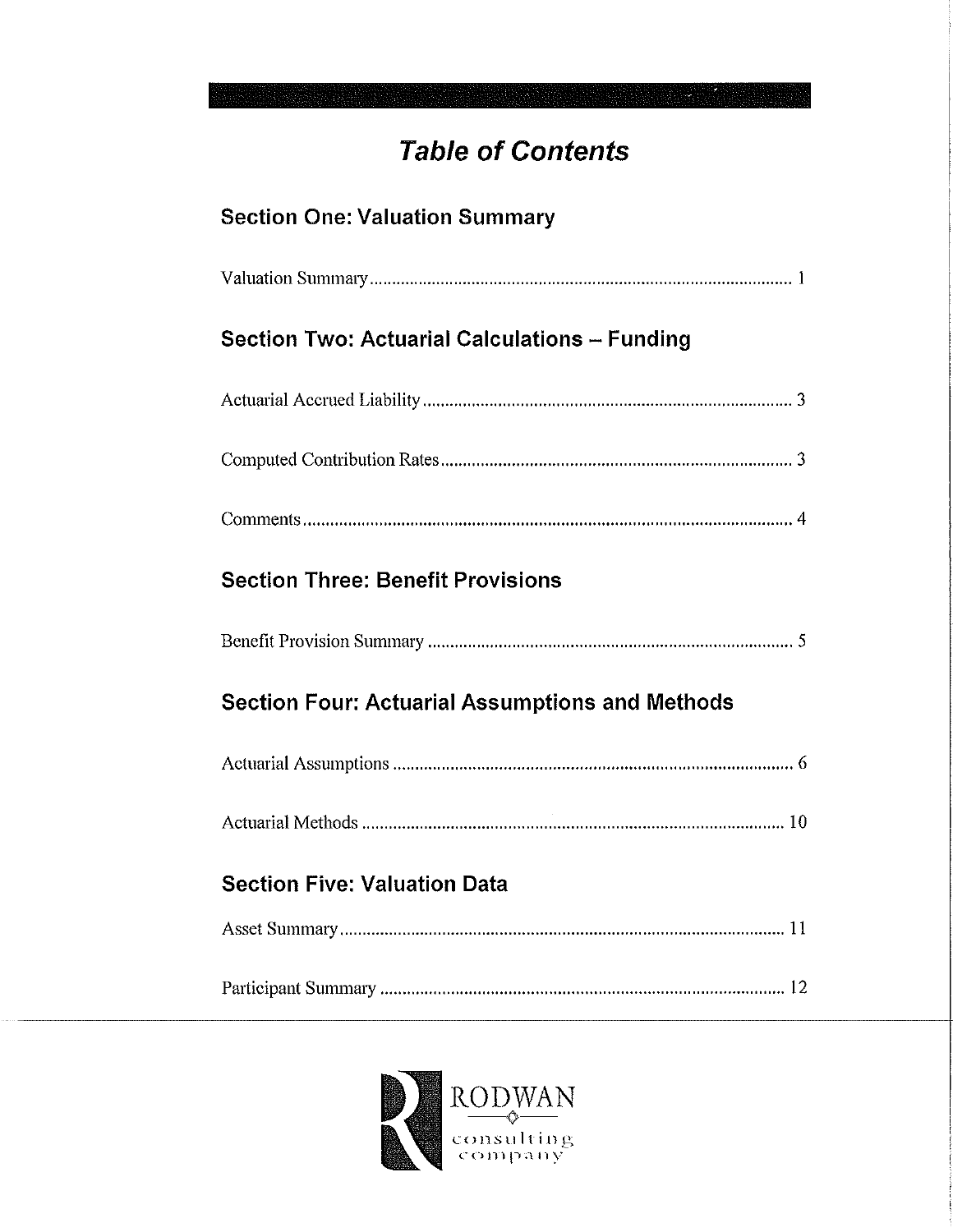# *Table of Contents*

## Section One: Valuation Summary

Valuation Summary ........................................................................................ 1

## Section Two: Actuarial Calculations – Funding

Actuarial Accrued Liability ............................................................................ 3

Computed Contribution Rates ........................................................................ 3

Comments ...................................................................................................... 4

## Section Three: Benefit Provisions

Benefit Provision Summary ........................................................................... 5

## Section Four: Actuarial Assumptions and Methods

Actuarial Assumptions .................................................................................. 6

Actuarial Methods ......................................................................................... 10

## Section Five: Valuation Data

Asset Summary .............................................................................................. 11

Participant Summary ..................................................................................... 12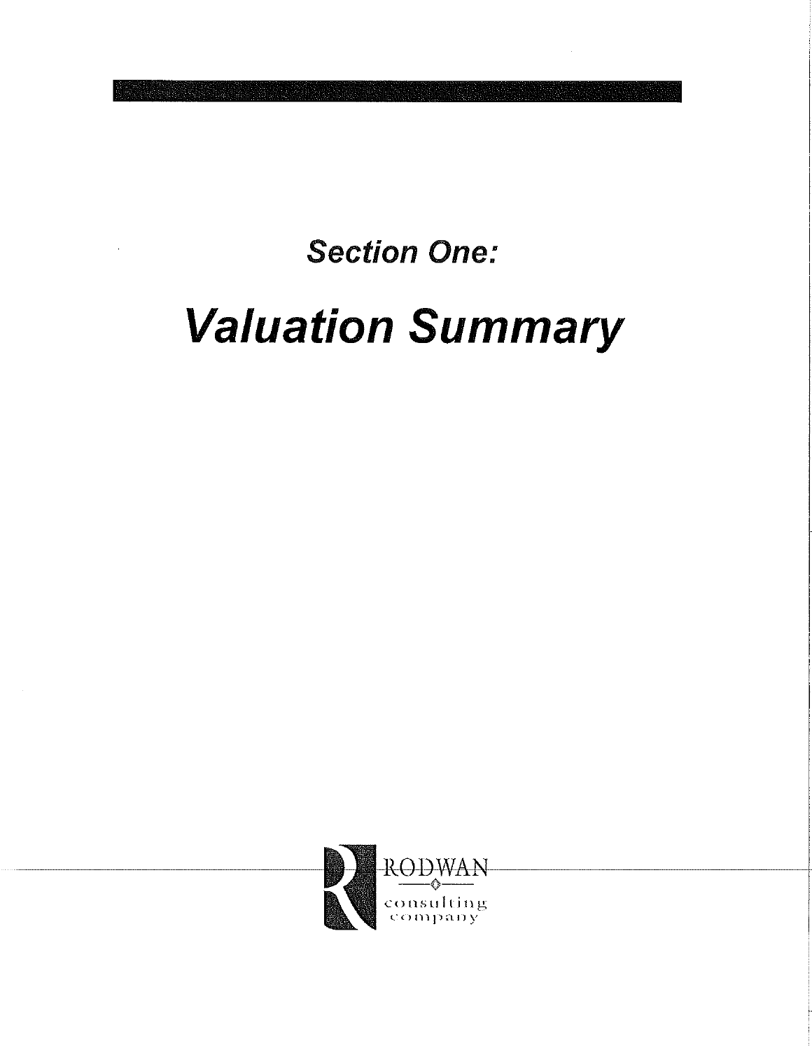# Section One:

# Valuation Summary

RODWAN

consulting company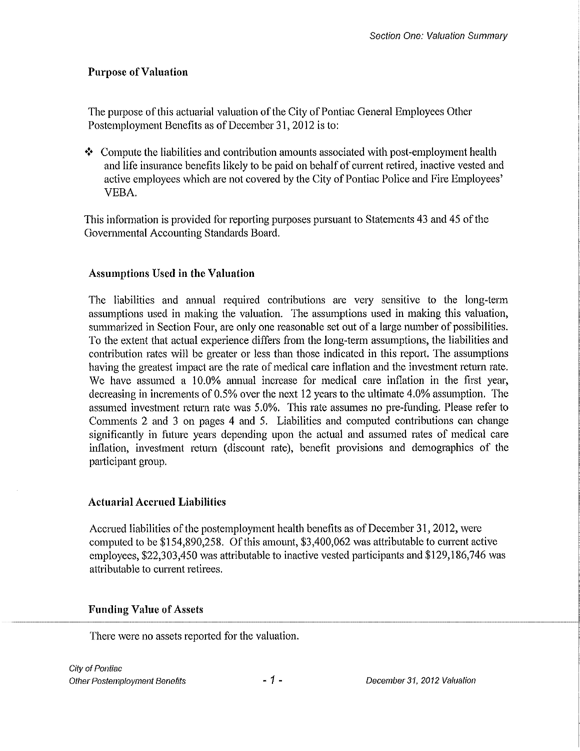## Purpose of Valuation

The purpose of this actuarial valuation of the City of Pontiac General Employees Other Postemployment Benefits as of December 31, 2012 is to:

- Compute the liabilities and contribution amounts associated with post-employment health and life insurance benefits likely to be paid on behalf of current retired, inactive vested and active employees which are not covered by the City of Pontiac Police and Fire Employees' VEBA.

This information is provided for reporting purposes pursuant to Statements 43 and 45 of the Governmental Accounting Standards Board.

## Assumptions Used in the Valuation

The liabilities and annual required contributions are very sensitive to the long-term assumptions used in making the valuation. The assumptions used in making this valuation, summarized in Section Four, are only one reasonable set out of a large number of possibilities. To the extent that actual experience differs from the long-term assumptions, the liabilities and contribution rates will be greater or less than those indicated in this report. The assumptions having the greatest impact are the rate of medical care inflation and the investment return rate. We have assumed a 10.0% annual increase for medical care inflation in the first year, decreasing in increments of 0.5% over the next 12 years to the ultimate 4.0% assumption. The assumed investment return rate was 5.0%. This rate assumes no pre-funding. Please refer to Comments 2 and 3 on pages 4 and 5. Liabilities and computed contributions can change significantly in future years depending upon the actual and assumed rates of medical care inflation, investment return (discount rate), benefit provisions and demographics of the participant group.

## Actuarial Accrued Liabilities

Accrued liabilities of the postemployment health benefits as of December 31, 2012, were computed to be $154,890,258. Of this amount, $3,400,062 was attributable to current active employees, $22,303,450 was attributable to inactive vested participants and $129,186,746 was attributable to current retirees.

## Funding Value of Assets

There were no assets reported for the valuation.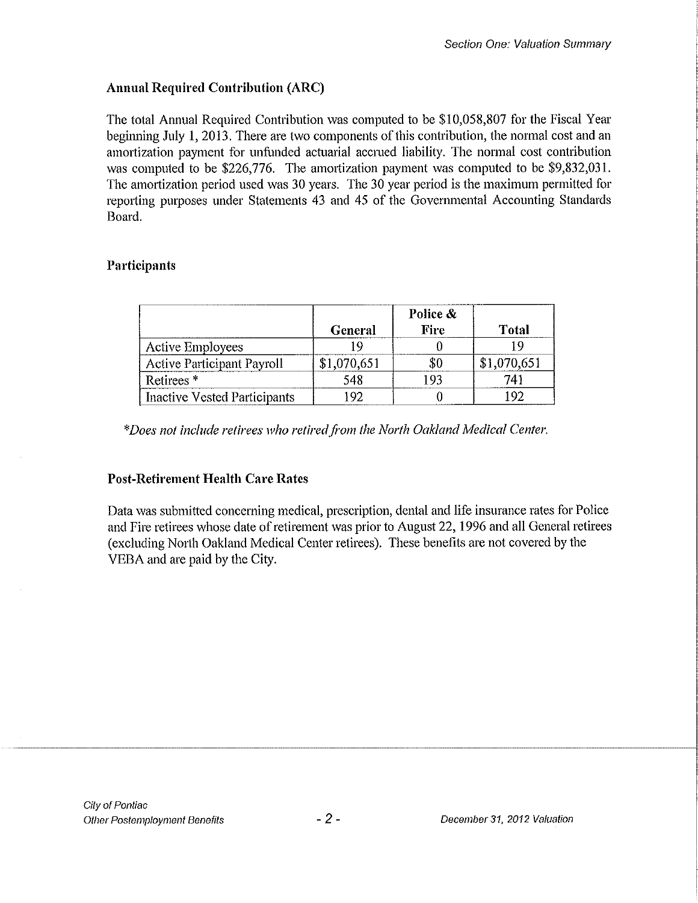### Annual Required Contribution (ARC)

The total Annual Required Contribution was computed to be $10,058,807 for the Fiscal Year beginning July 1, 2013. There are two components of this contribution, the normal cost and an amortization payment for unfunded actuarial accrued liability. The normal cost contribution was computed to be $226,776. The amortization payment was computed to be $9,832,031. The amortization period used was 30 years. The 30 year period is the maximum permitted for reporting purposes under Statements 43 and 45 of the Governmental Accounting Standards Board.

### Participants

| | General | Police & Fire | Total |
|---|---|---|---|
| Active Employees | 19 | 0 | 19 |
| Active Participant Payroll | $1,070,651 | $0 | $1,070,651 |
| Retirees * | 548 | 193 | 741 |
| Inactive Vested Participants | 192 | 0 | 192 |

*\*Does not include retirees who retired from the North Oakland Medical Center.*

### Post-Retirement Health Care Rates

Data was submitted concerning medical, prescription, dental and life insurance rates for Police and Fire retirees whose date of retirement was prior to August 22, 1996 and all General retirees (excluding North Oakland Medical Center retirees). These benefits are not covered by the VEBA and are paid by the City.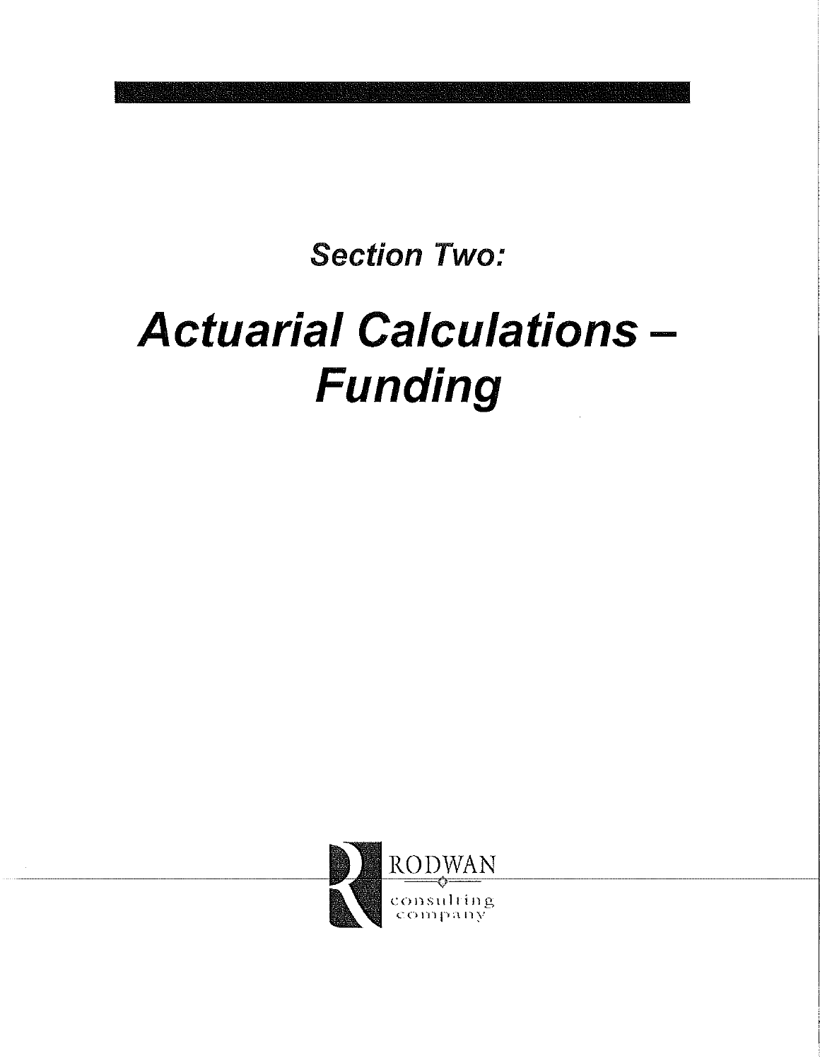## Section Two:

# Actuarial Calculations – Funding

RODWAN consulting company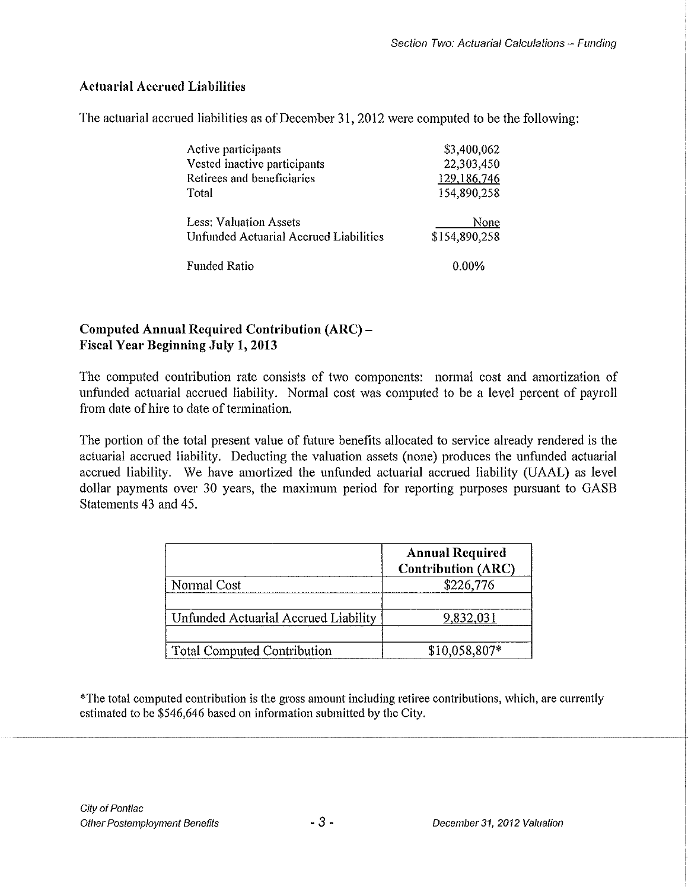### Actuarial Accrued Liabilities

The actuarial accrued liabilities as of December 31, 2012 were computed to be the following:

| | |
|---|---:|
| Active participants | $3,400,062 |
| Vested inactive participants | 22,303,450 |
| Retirees and beneficiaries | 129,186,746 |
| Total | 154,890,258 |
| | |
| Less: Valuation Assets | None |
| Unfunded Actuarial Accrued Liabilities | $154,890,258 |
| | |
| Funded Ratio | 0.00% |

### Computed Annual Required Contribution (ARC) – Fiscal Year Beginning July 1, 2013

The computed contribution rate consists of two components: normal cost and amortization of unfunded actuarial accrued liability. Normal cost was computed to be a level percent of payroll from date of hire to date of termination.

The portion of the total present value of future benefits allocated to service already rendered is the actuarial accrued liability. Deducting the valuation assets (none) produces the unfunded actuarial accrued liability. We have amortized the unfunded actuarial accrued liability (UAAL) as level dollar payments over 30 years, the maximum period for reporting purposes pursuant to GASB Statements 43 and 45.

| | Annual Required Contribution (ARC) |
|---|---:|
| Normal Cost | $226,776 |
| | |
| Unfunded Actuarial Accrued Liability | 9,832,031 |
| | |
| Total Computed Contribution | $10,058,807* |

*The total computed contribution is the gross amount including retiree contributions, which, are currently estimated to be $546,646 based on information submitted by the City.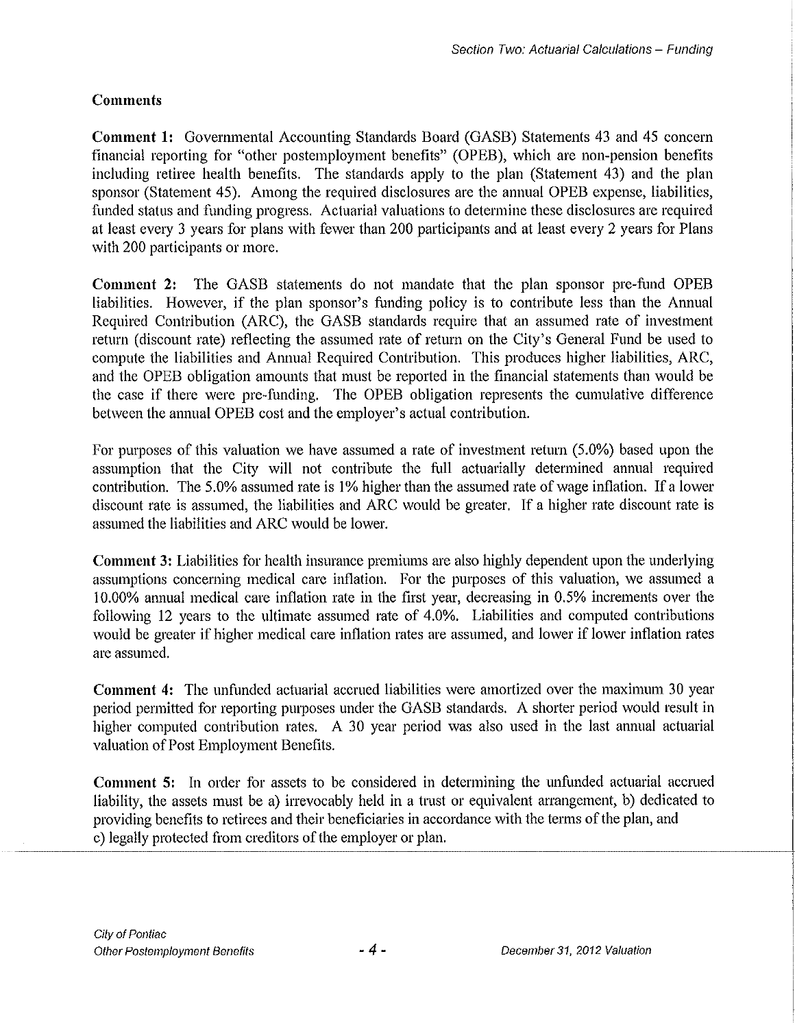**Comments**

**Comment 1:** Governmental Accounting Standards Board (GASB) Statements 43 and 45 concern financial reporting for "other postemployment benefits" (OPEB), which are non-pension benefits including retiree health benefits. The standards apply to the plan (Statement 43) and the plan sponsor (Statement 45). Among the required disclosures are the annual OPEB expense, liabilities, funded status and funding progress. Actuarial valuations to determine these disclosures are required at least every 3 years for plans with fewer than 200 participants and at least every 2 years for Plans with 200 participants or more.

**Comment 2:** The GASB statements do not mandate that the plan sponsor pre-fund OPEB liabilities. However, if the plan sponsor's funding policy is to contribute less than the Annual Required Contribution (ARC), the GASB standards require that an assumed rate of investment return (discount rate) reflecting the assumed rate of return on the City's General Fund be used to compute the liabilities and Annual Required Contribution. This produces higher liabilities, ARC, and the OPEB obligation amounts that must be reported in the financial statements than would be the case if there were pre-funding. The OPEB obligation represents the cumulative difference between the annual OPEB cost and the employer's actual contribution.

For purposes of this valuation we have assumed a rate of investment return (5.0%) based upon the assumption that the City will not contribute the full actuarially determined annual required contribution. The 5.0% assumed rate is 1% higher than the assumed rate of wage inflation. If a lower discount rate is assumed, the liabilities and ARC would be greater. If a higher rate discount rate is assumed the liabilities and ARC would be lower.

**Comment 3:** Liabilities for health insurance premiums are also highly dependent upon the underlying assumptions concerning medical care inflation. For the purposes of this valuation, we assumed a 10.00% annual medical care inflation rate in the first year, decreasing in 0.5% increments over the following 12 years to the ultimate assumed rate of 4.0%. Liabilities and computed contributions would be greater if higher medical care inflation rates are assumed, and lower if lower inflation rates are assumed.

**Comment 4:** The unfunded actuarial accrued liabilities were amortized over the maximum 30 year period permitted for reporting purposes under the GASB standards. A shorter period would result in higher computed contribution rates. A 30 year period was also used in the last annual actuarial valuation of Post Employment Benefits.

**Comment 5:** In order for assets to be considered in determining the unfunded actuarial accrued liability, the assets must be a) irrevocably held in a trust or equivalent arrangement, b) dedicated to providing benefits to retirees and their beneficiaries in accordance with the terms of the plan, and c) legally protected from creditors of the employer or plan.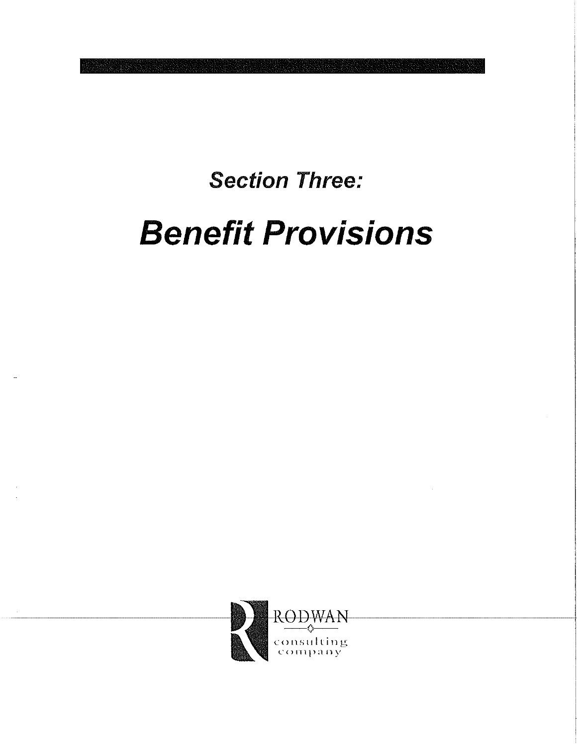# Section Three:

# Benefit Provisions

RODWAN

consulting company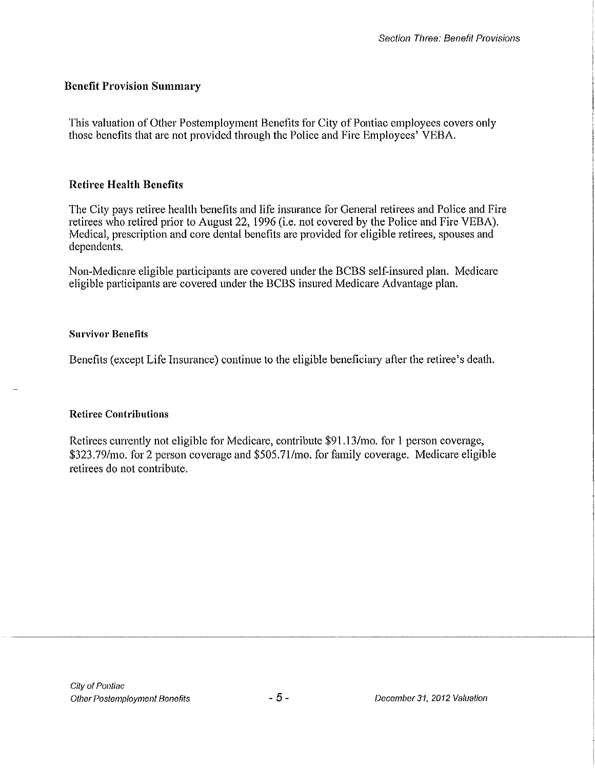## Benefit Provision Summary

This valuation of Other Postemployment Benefits for City of Pontiac employees covers only those benefits that are not provided through the Police and Fire Employees' VEBA.

## Retiree Health Benefits

The City pays retiree health benefits and life insurance for General retirees and Police and Fire retirees who retired prior to August 22, 1996 (i.e. not covered by the Police and Fire VEBA). Medical, prescription and core dental benefits are provided for eligible retirees, spouses and dependents.

Non-Medicare eligible participants are covered under the BCBS self-insured plan. Medicare eligible participants are covered under the BCBS insured Medicare Advantage plan.

### Survivor Benefits

Benefits (except Life Insurance) continue to the eligible beneficiary after the retiree's death.

### Retiree Contributions

Retirees currently not eligible for Medicare, contribute $91.13/mo. for 1 person coverage, $323.79/mo. for 2 person coverage and $505.71/mo. for family coverage. Medicare eligible retirees do not contribute.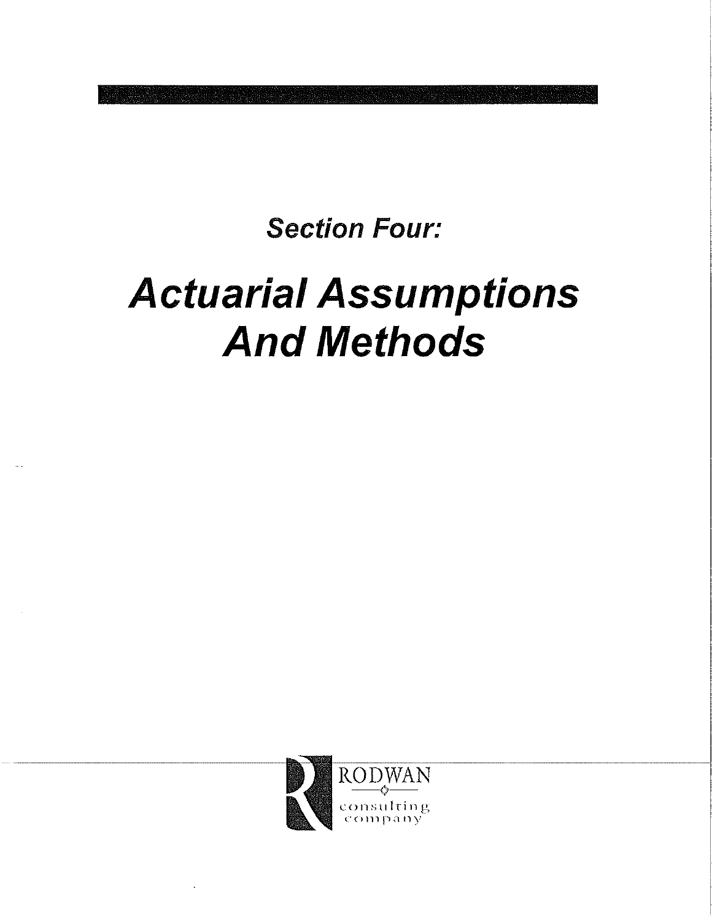# Section Four:

# Actuarial Assumptions And Methods

RODWAN consulting company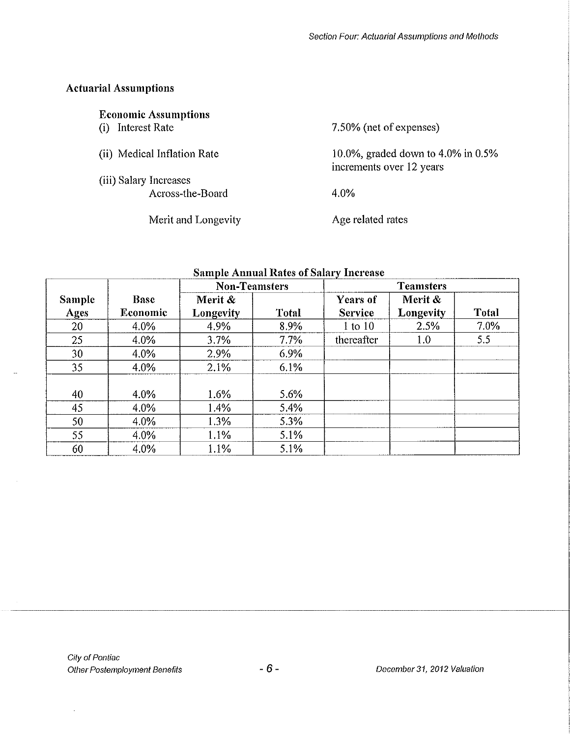## Actuarial Assumptions

### Economic Assumptions

(i) Interest Rate — 7.50% (net of expenses)

(ii) Medical Inflation Rate — 10.0%, graded down to 4.0% in 0.5% increments over 12 years

(iii) Salary Increases

- Across-the-Board — 4.0%
- Merit and Longevity — Age related rates

**Sample Annual Rates of Salary Increase**

| | | Non-Teamsters | | Teamsters | | |
|---|---|---|---|---|---|---|
| Sample Ages | Base Economic | Merit & Longevity | Total | Years of Service | Merit & Longevity | Total |
| 20 | 4.0% | 4.9% | 8.9% | 1 to 10 | 2.5% | 7.0% |
| 25 | 4.0% | 3.7% | 7.7% | thereafter | 1.0 | 5.5 |
| 30 | 4.0% | 2.9% | 6.9% | | | |
| 35 | 4.0% | 2.1% | 6.1% | | | |
| 40 | 4.0% | 1.6% | 5.6% | | | |
| 45 | 4.0% | 1.4% | 5.4% | | | |
| 50 | 4.0% | 1.3% | 5.3% | | | |
| 55 | 4.0% | 1.1% | 5.1% | | | |
| 60 | 4.0% | 1.1% | 5.1% | | | |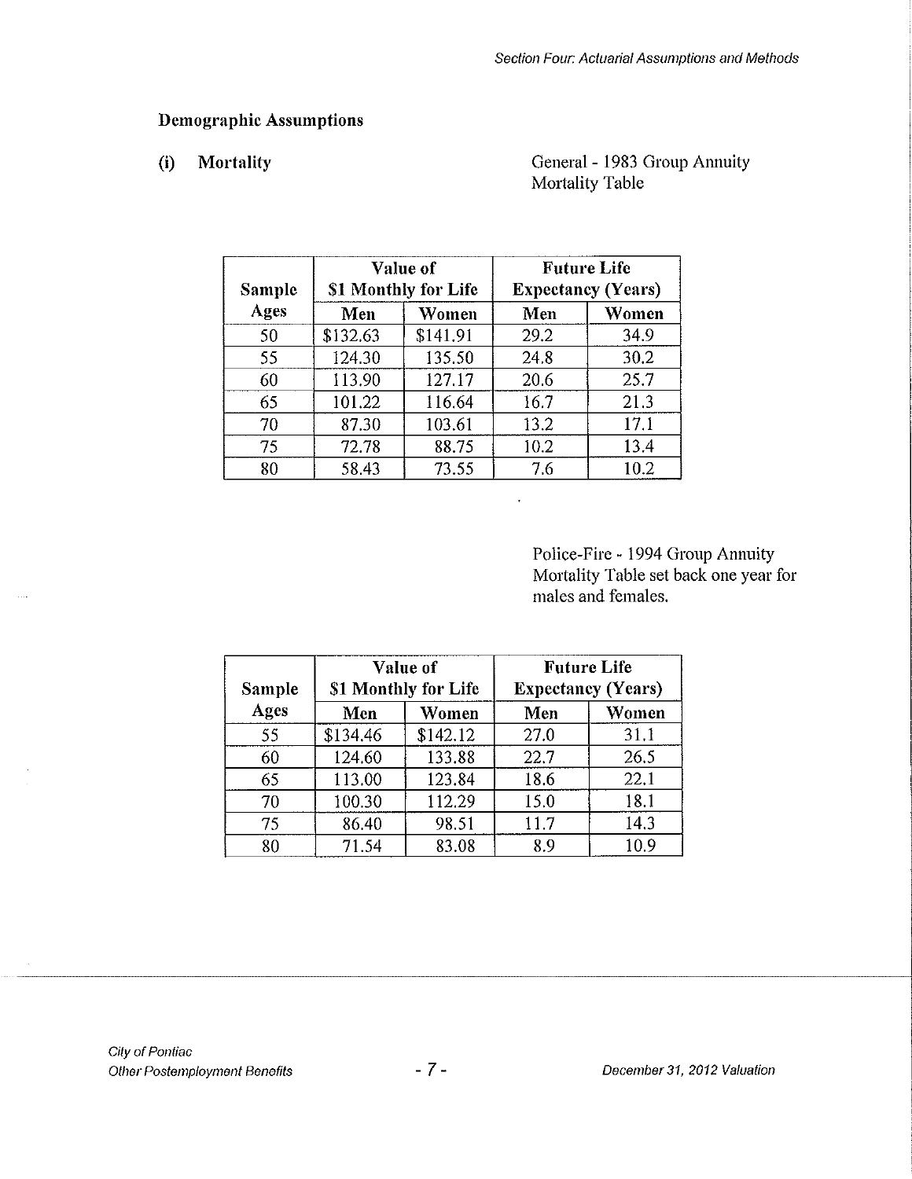## Demographic Assumptions

### (i) Mortality

General - 1983 Group Annuity Mortality Table

| Sample Ages | Value of $1 Monthly for Life | | Future Life Expectancy (Years) | |
|---|---|---|---|---|
| | Men | Women | Men | Women |
| 50 | $132.63 | $141.91 | 29.2 | 34.9 |
| 55 | 124.30 | 135.50 | 24.8 | 30.2 |
| 60 | 113.90 | 127.17 | 20.6 | 25.7 |
| 65 | 101.22 | 116.64 | 16.7 | 21.3 |
| 70 | 87.30 | 103.61 | 13.2 | 17.1 |
| 75 | 72.78 | 88.75 | 10.2 | 13.4 |
| 80 | 58.43 | 73.55 | 7.6 | 10.2 |

Police-Fire - 1994 Group Annuity Mortality Table set back one year for males and females.

| Sample Ages | Value of $1 Monthly for Life | | Future Life Expectancy (Years) | |
|---|---|---|---|---|
| | Men | Women | Men | Women |
| 55 | $134.46 | $142.12 | 27.0 | 31.1 |
| 60 | 124.60 | 133.88 | 22.7 | 26.5 |
| 65 | 113.00 | 123.84 | 18.6 | 22.1 |
| 70 | 100.30 | 112.29 | 15.0 | 18.1 |
| 75 | 86.40 | 98.51 | 11.7 | 14.3 |
| 80 | 71.54 | 83.08 | 8.9 | 10.9 |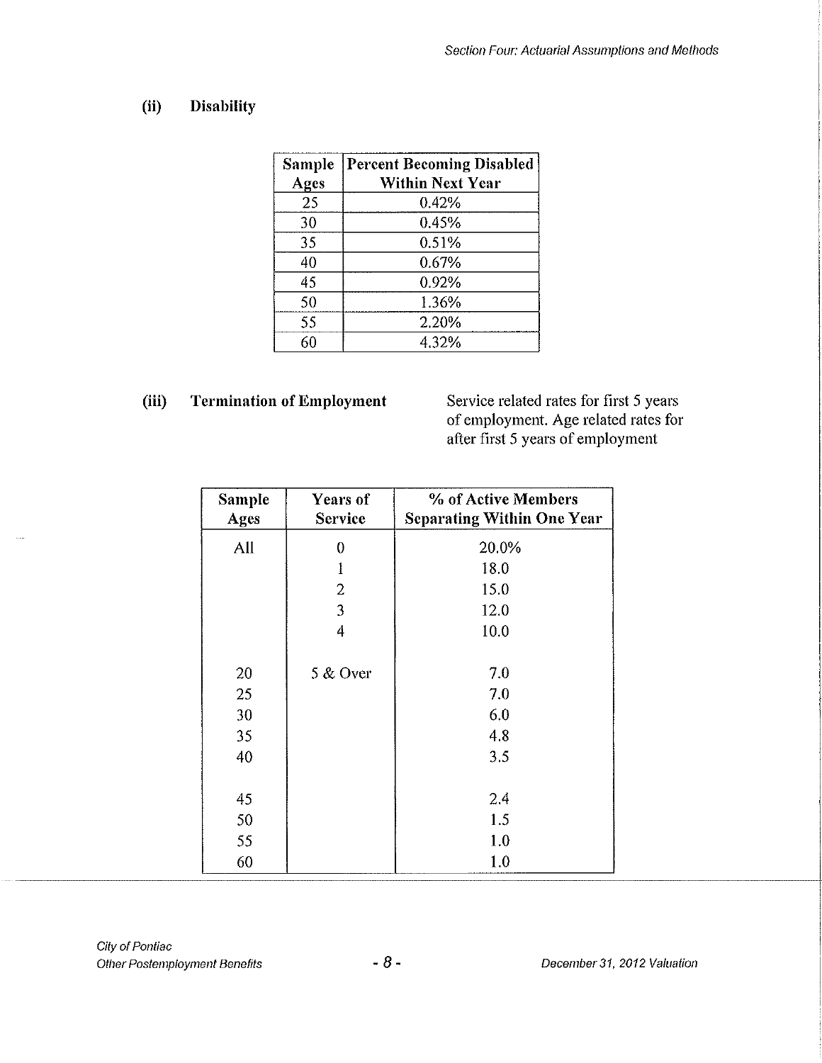### (ii) Disability

| Sample Ages | Percent Becoming Disabled Within Next Year |
|---|---|
| 25 | 0.42% |
| 30 | 0.45% |
| 35 | 0.51% |
| 40 | 0.67% |
| 45 | 0.92% |
| 50 | 1.36% |
| 55 | 2.20% |
| 60 | 4.32% |

### (iii) Termination of Employment

Service related rates for first 5 years of employment. Age related rates for after first 5 years of employment

| Sample Ages | Years of Service | % of Active Members Separating Within One Year |
|---|---|---|
| All | 0 | 20.0% |
| | 1 | 18.0 |
| | 2 | 15.0 |
| | 3 | 12.0 |
| | 4 | 10.0 |
| 20 | 5 & Over | 7.0 |
| 25 | | 7.0 |
| 30 | | 6.0 |
| 35 | | 4.8 |
| 40 | | 3.5 |
| 45 | | 2.4 |
| 50 | | 1.5 |
| 55 | | 1.0 |
| 60 | | 1.0 |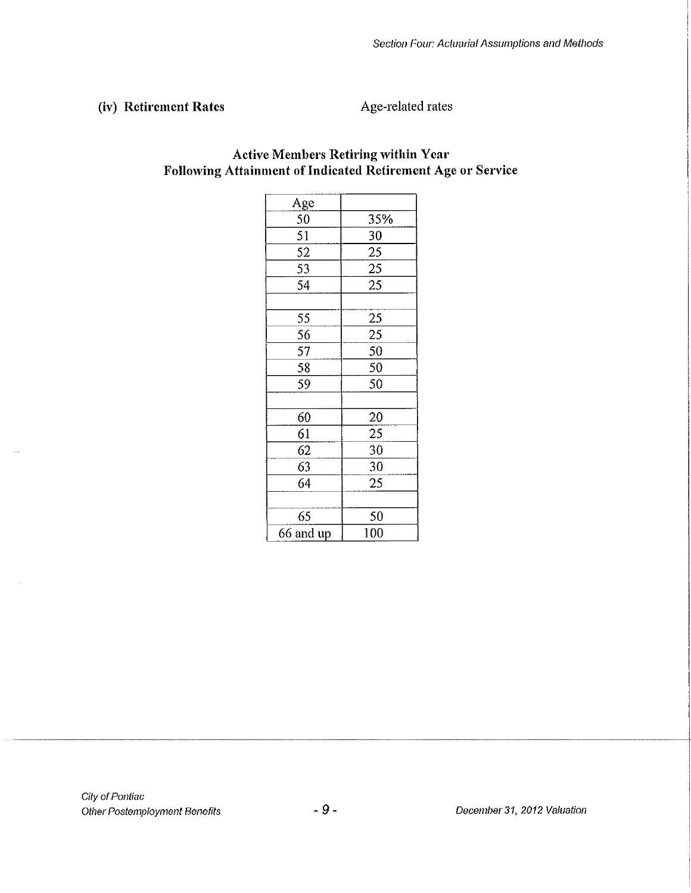**(iv) Retirement Rates** Age-related rates

### Active Members Retiring within Year Following Attainment of Indicated Retirement Age or Service

| Age | |
|---|---|
| 50 | 35% |
| 51 | 30 |
| 52 | 25 |
| 53 | 25 |
| 54 | 25 |
| | |
| 55 | 25 |
| 56 | 25 |
| 57 | 50 |
| 58 | 50 |
| 59 | 50 |
| | |
| 60 | 20 |
| 61 | 25 |
| 62 | 30 |
| 63 | 30 |
| 64 | 25 |
| | |
| 65 | 50 |
| 66 and up | 100 |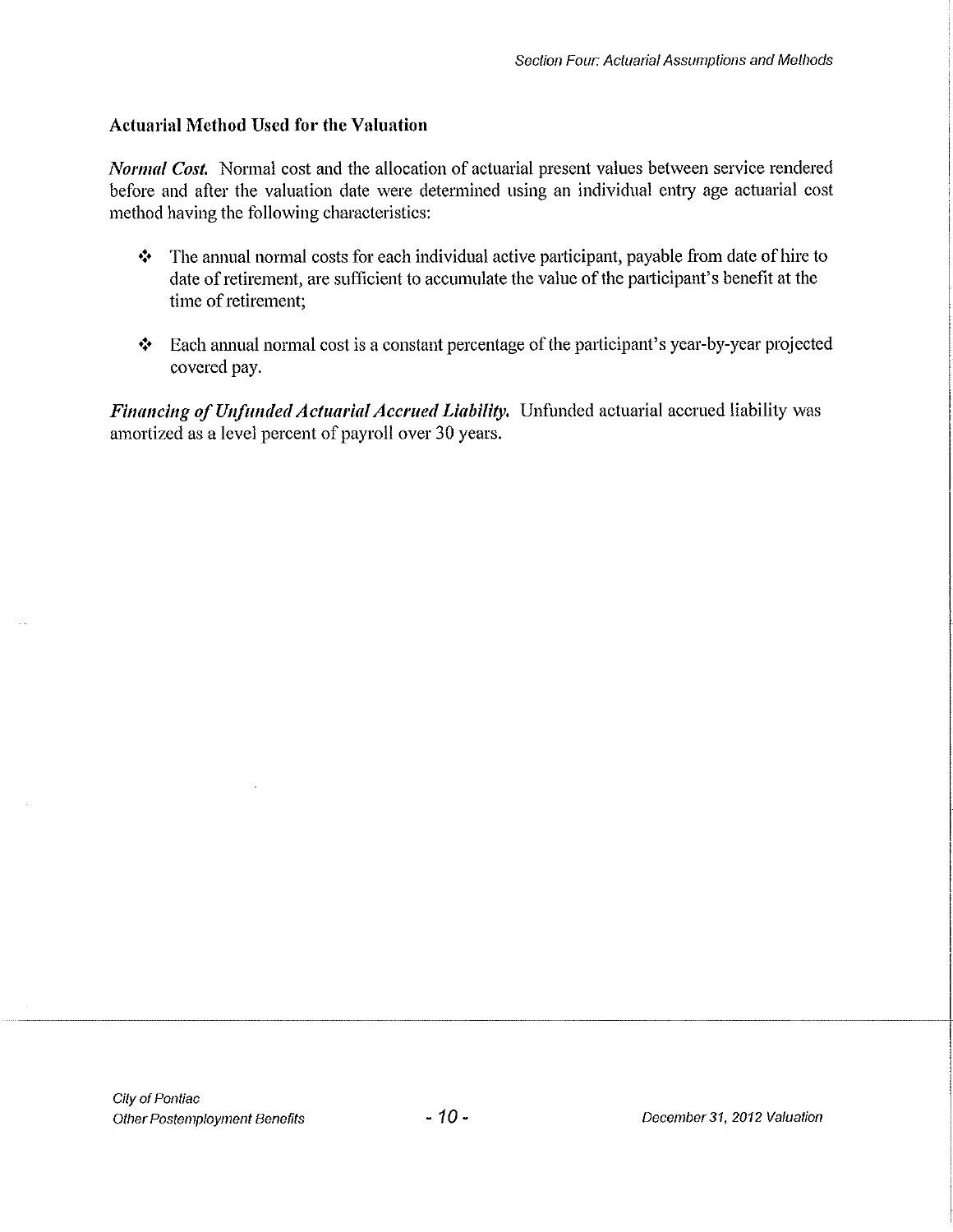### Actuarial Method Used for the Valuation

***Normal Cost.*** Normal cost and the allocation of actuarial present values between service rendered before and after the valuation date were determined using an individual entry age actuarial cost method having the following characteristics:

- The annual normal costs for each individual active participant, payable from date of hire to date of retirement, are sufficient to accumulate the value of the participant's benefit at the time of retirement;

- Each annual normal cost is a constant percentage of the participant's year-by-year projected covered pay.

***Financing of Unfunded Actuarial Accrued Liability.*** Unfunded actuarial accrued liability was amortized as a level percent of payroll over 30 years.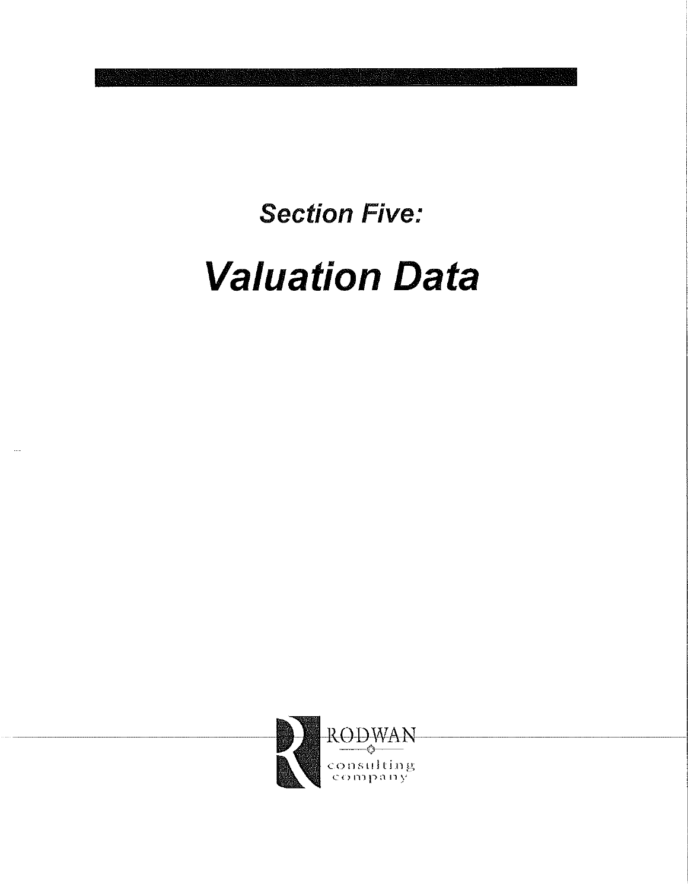## *Section Five:*

# *Valuation Data*

RODWAN consulting company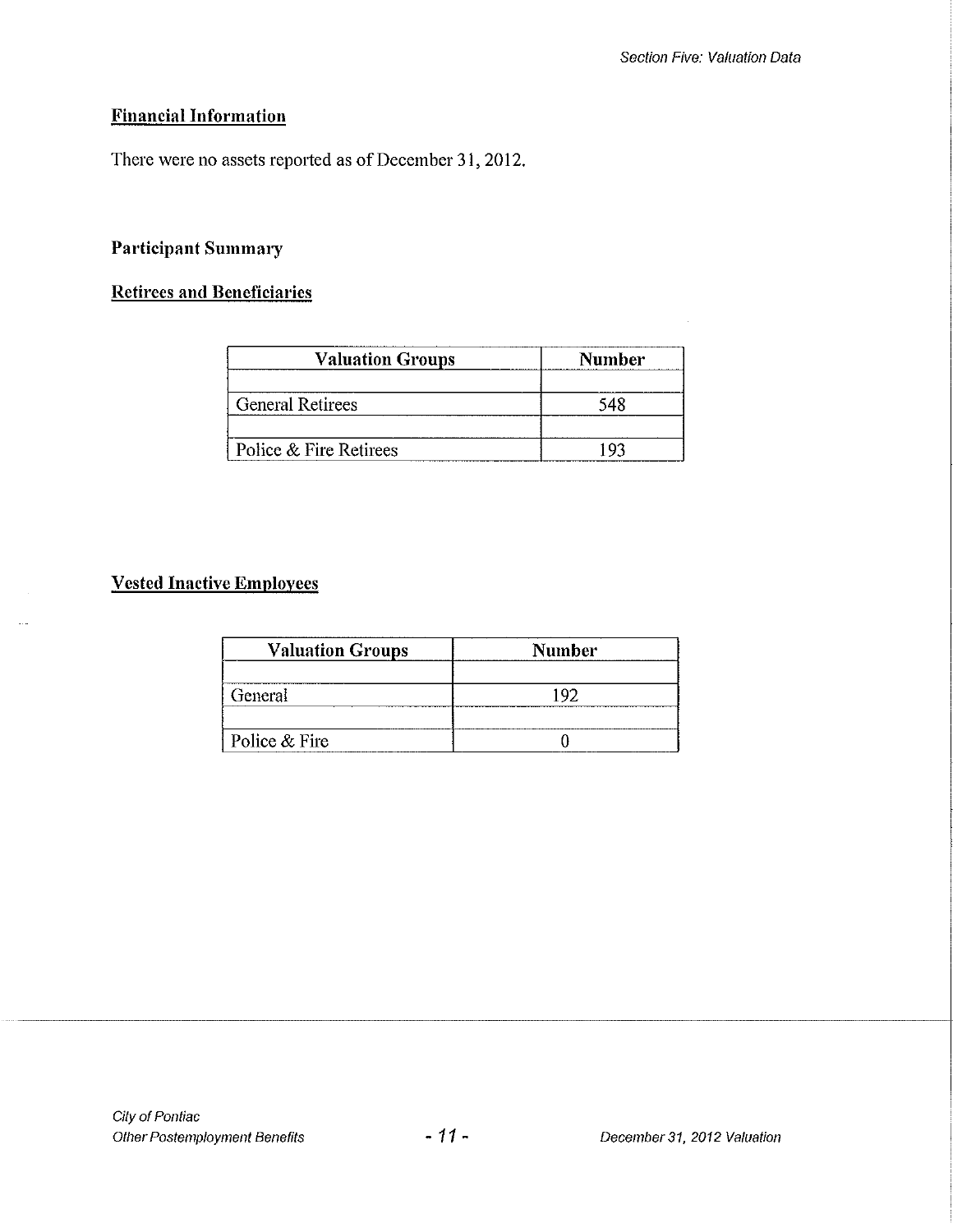## Financial Information

There were no assets reported as of December 31, 2012.

## Participant Summary

### Retirees and Beneficiaries

| Valuation Groups | Number |
|---|---|
| | |
| General Retirees | 548 |
| | |
| Police & Fire Retirees | 193 |

### Vested Inactive Employees

| Valuation Groups | Number |
|---|---|
| | |
| General | 192 |
| | |
| Police & Fire | 0 |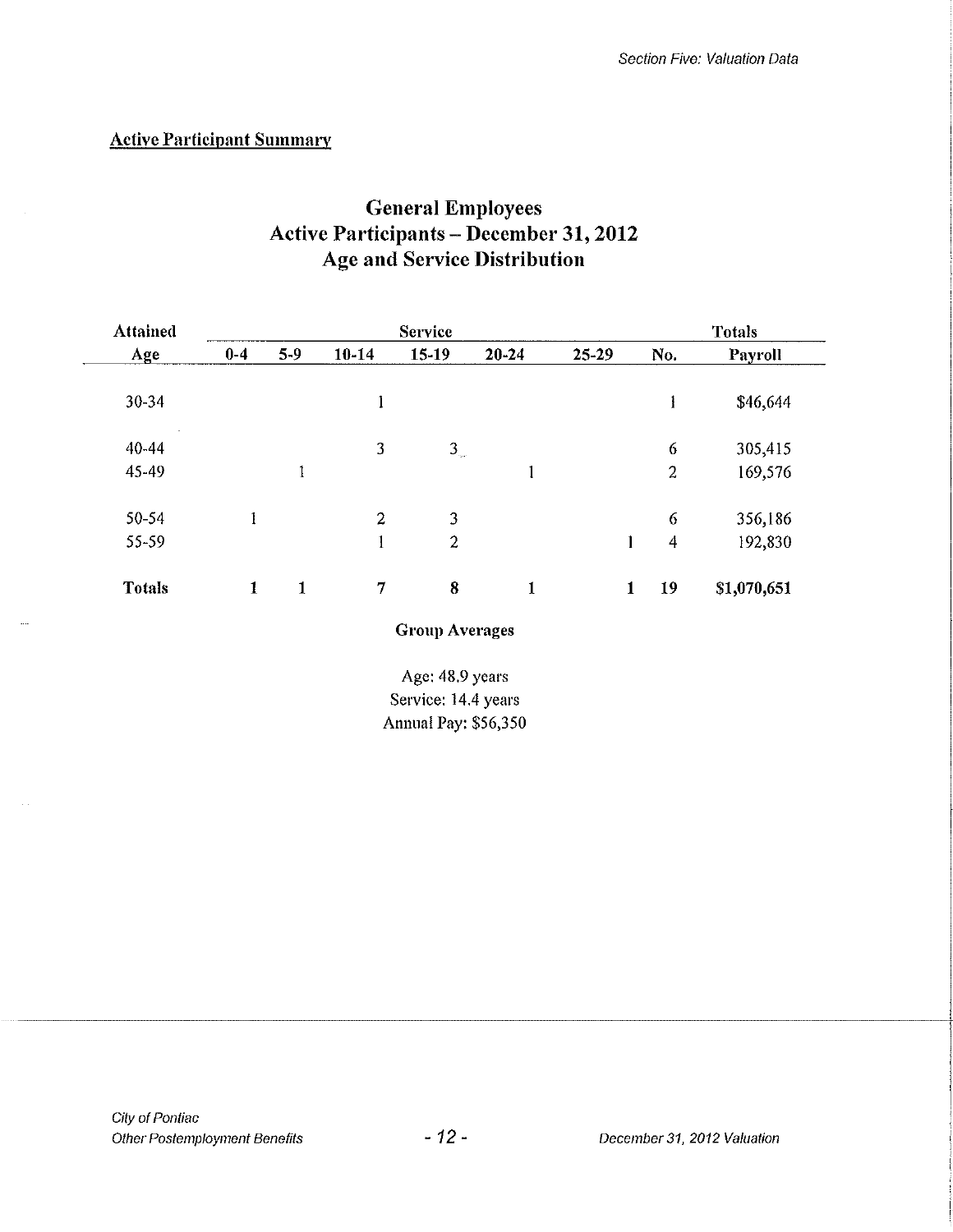**Active Participant Summary**

## General Employees
## Active Participants – December 31, 2012
## Age and Service Distribution

| Attained | Service | | | | | | Totals | |
|---|---|---|---|---|---|---|---|---|
| Age | 0-4 | 5-9 | 10-14 | 15-19 | 20-24 | 25-29 | No. | Payroll |
| 30-34 | | | 1 | | | | 1 | $46,644 |
| 40-44 | | | 3 | 3 | | | 6 | 305,415 |
| 45-49 | | 1 | | | 1 | | 2 | 169,576 |
| 50-54 | 1 | | 2 | 3 | | | 6 | 356,186 |
| 55-59 | | | 1 | 2 | | 1 | 4 | 192,830 |
| **Totals** | **1** | **1** | **7** | **8** | **1** | **1** | **19** | **$1,070,651** |

**Group Averages**

Age: 48.9 years
Service: 14.4 years
Annual Pay: $56,350